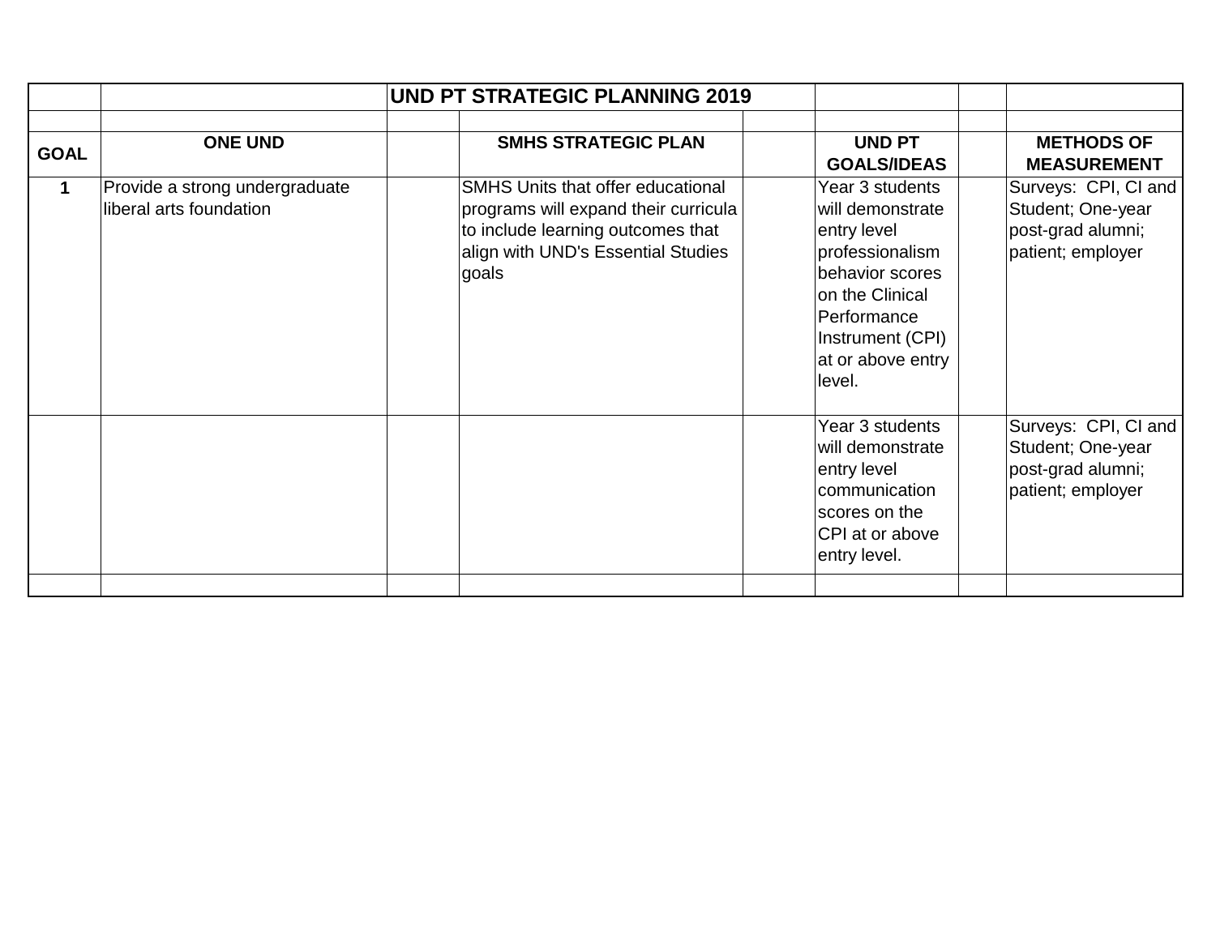# UND PT STRATEGIC PLANNING 2019

| GOAL | ONE UND | | SMHS STRATEGIC PLAN | | UND PT GOALS/IDEAS | | METHODS OF MEASUREMENT |
|---|---|---|---|---|---|---|---|
| 1 | Provide a strong undergraduate liberal arts foundation | | SMHS Units that offer educational programs will expand their curricula to include learning outcomes that align with UND's Essential Studies goals | | Year 3 students will demonstrate entry level professionalism behavior scores on the Clinical Performance Instrument (CPI) at or above entry level. | | Surveys: CPI, CI and Student; One-year post-grad alumni; patient; employer |
| | | | | | Year 3 students will demonstrate entry level communication scores on the CPI at or above entry level. | | Surveys: CPI, CI and Student; One-year post-grad alumni; patient; employer |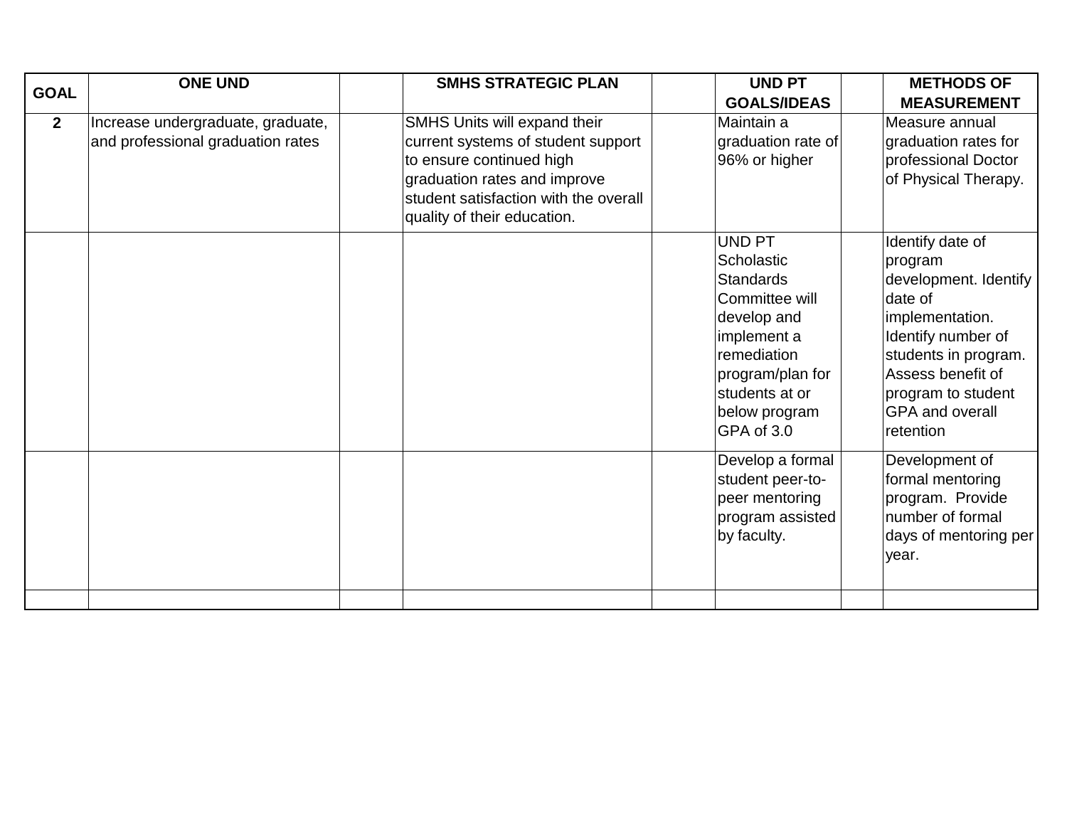| GOAL | ONE UND | | SMHS STRATEGIC PLAN | | UND PT GOALS/IDEAS | | METHODS OF MEASUREMENT |
|---|---|---|---|---|---|---|---|
| 2 | Increase undergraduate, graduate, and professional graduation rates | | SMHS Units will expand their current systems of student support to ensure continued high graduation rates and improve student satisfaction with the overall quality of their education. | | Maintain a graduation rate of 96% or higher | | Measure annual graduation rates for professional Doctor of Physical Therapy. |
| | | | | | UND PT Scholastic Standards Committee will develop and implement a remediation program/plan for students at or below program GPA of 3.0 | | Identify date of program development. Identify date of implementation. Identify number of students in program. Assess benefit of program to student GPA and overall retention |
| | | | | | Develop a formal student peer-to-peer mentoring program assisted by faculty. | | Development of formal mentoring program. Provide number of formal days of mentoring per year. |
| | | | | | | | |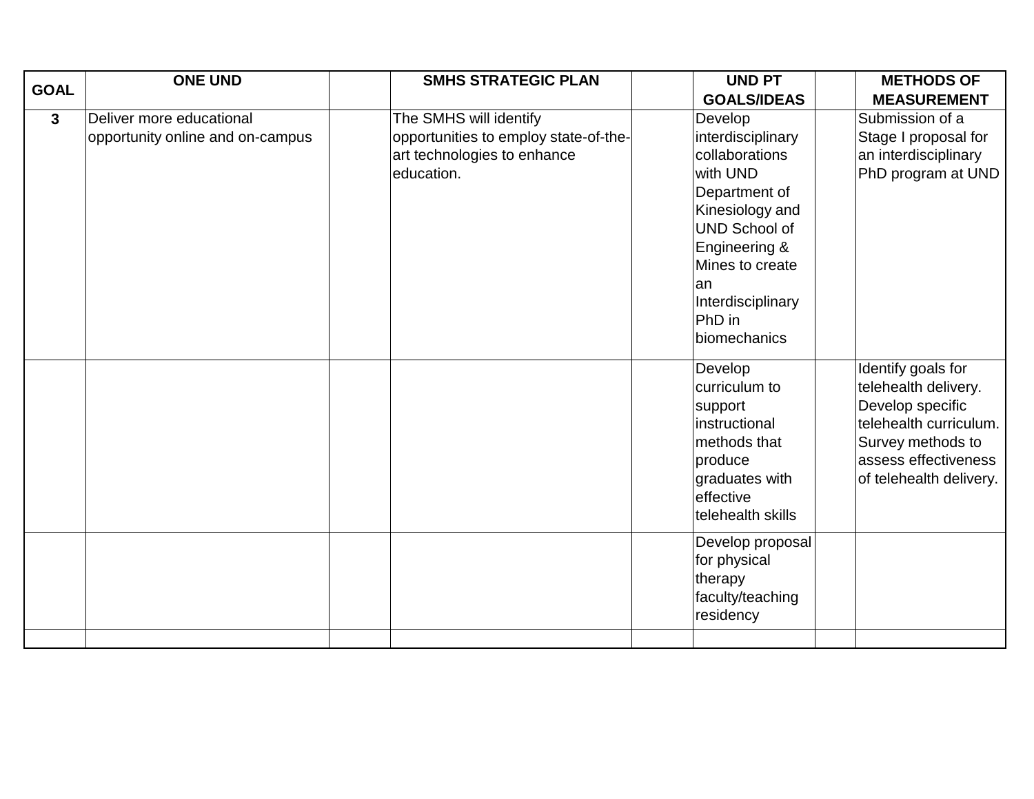| GOAL | ONE UND | | SMHS STRATEGIC PLAN | | UND PT GOALS/IDEAS | | METHODS OF MEASUREMENT |
|---|---|---|---|---|---|---|---|
| 3 | Deliver more educational opportunity online and on-campus | | The SMHS will identify opportunities to employ state-of-the-art technologies to enhance education. | | Develop interdisciplinary collaborations with UND Department of Kinesiology and UND School of Engineering & Mines to create an Interdisciplinary PhD in biomechanics | | Submission of a Stage I proposal for an interdisciplinary PhD program at UND |
| | | | | | Develop curriculum to support instructional methods that produce graduates with effective telehealth skills | | Identify goals for telehealth delivery. Develop specific telehealth curriculum. Survey methods to assess effectiveness of telehealth delivery. |
| | | | | | Develop proposal for physical therapy faculty/teaching residency | | |
| | | | | | | | |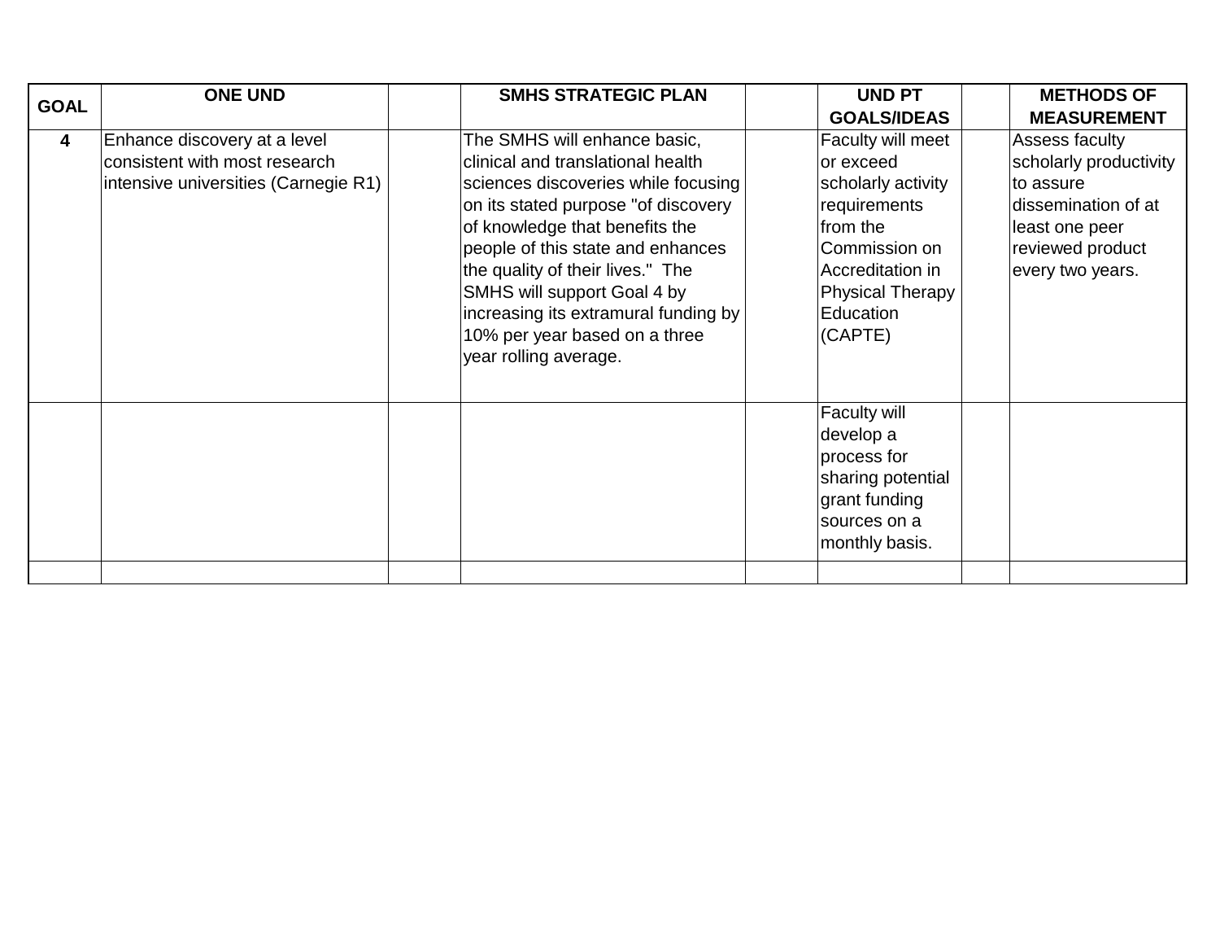| GOAL | ONE UND | | SMHS STRATEGIC PLAN | | UND PT GOALS/IDEAS | | METHODS OF MEASUREMENT |
|---|---|---|---|---|---|---|---|
| 4 | Enhance discovery at a level consistent with most research intensive universities (Carnegie R1) | | The SMHS will enhance basic, clinical and translational health sciences discoveries while focusing on its stated purpose "of discovery of knowledge that benefits the people of this state and enhances the quality of their lives." The SMHS will support Goal 4 by increasing its extramural funding by 10% per year based on a three year rolling average. | | Faculty will meet or exceed scholarly activity requirements from the Commission on Accreditation in Physical Therapy Education (CAPTE) | | Assess faculty scholarly productivity to assure dissemination of at least one peer reviewed product every two years. |
| | | | | | Faculty will develop a process for sharing potential grant funding sources on a monthly basis. | | |
| | | | | | | | |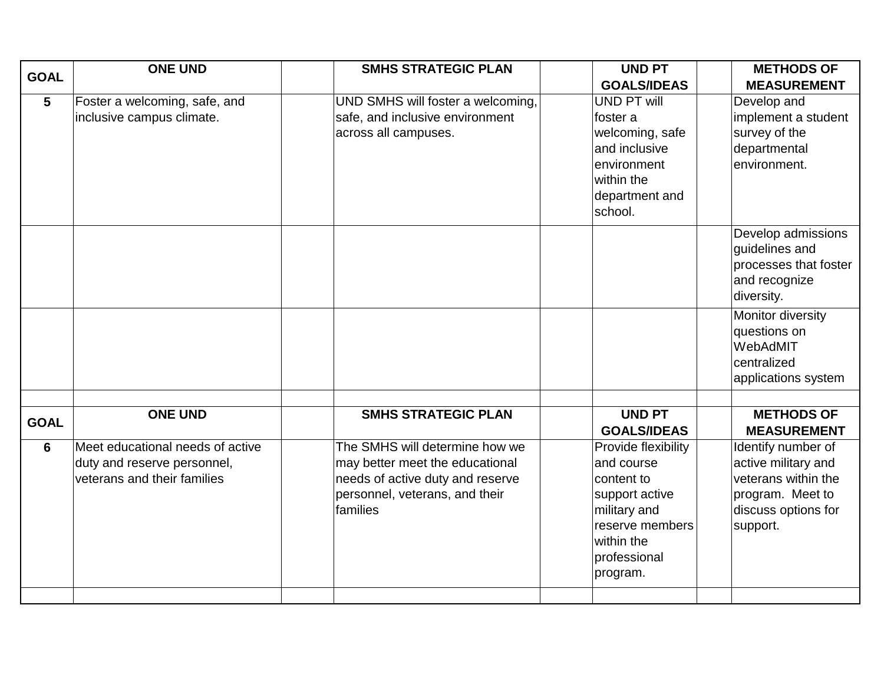| GOAL | ONE UND | | SMHS STRATEGIC PLAN | | UND PT GOALS/IDEAS | | METHODS OF MEASUREMENT |
|---|---|---|---|---|---|---|---|
| **5** | Foster a welcoming, safe, and inclusive campus climate. | | UND SMHS will foster a welcoming, safe, and inclusive environment across all campuses. | | UND PT will foster a welcoming, safe and inclusive environment within the department and school. | | Develop and implement a student survey of the departmental environment. |
| | | | | | | | Develop admissions guidelines and processes that foster and recognize diversity. |
| | | | | | | | Monitor diversity questions on WebAdMIT centralized applications system |
| | | | | | | | |
| **GOAL** | **ONE UND** | | **SMHS STRATEGIC PLAN** | | **UND PT GOALS/IDEAS** | | **METHODS OF MEASUREMENT** |
| **6** | Meet educational needs of active duty and reserve personnel, veterans and their families | | The SMHS will determine how we may better meet the educational needs of active duty and reserve personnel, veterans, and their families | | Provide flexibility and course content to support active military and reserve members within the professional program. | | Identify number of active military and veterans within the program. Meet to discuss options for support. |
| | | | | | | | |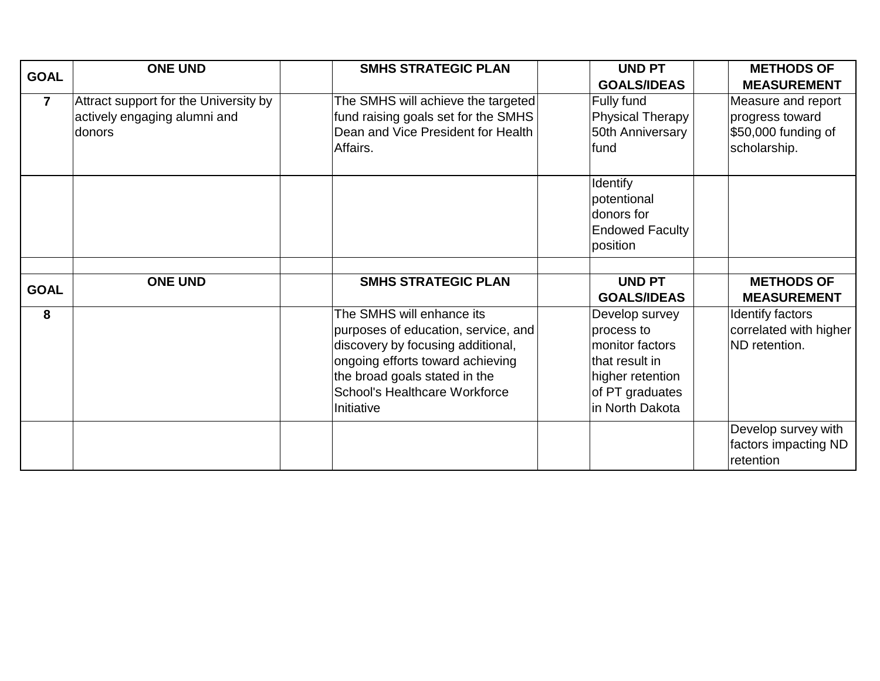| GOAL | ONE UND | | SMHS STRATEGIC PLAN | | UND PT GOALS/IDEAS | | METHODS OF MEASUREMENT |
|---|---|---|---|---|---|---|---|
| 7 | Attract support for the University by actively engaging alumni and donors | | The SMHS will achieve the targeted fund raising goals set for the SMHS Dean and Vice President for Health Affairs. | | Fully fund Physical Therapy 50th Anniversary fund | | Measure and report progress toward $50,000 funding of scholarship. |
| | | | | | Identify potentional donors for Endowed Faculty position | | |
| | | | | | | | |
| **GOAL** | **ONE UND** | | **SMHS STRATEGIC PLAN** | | **UND PT GOALS/IDEAS** | | **METHODS OF MEASUREMENT** |
| 8 | | | The SMHS will enhance its purposes of education, service, and discovery by focusing additional, ongoing efforts toward achieving the broad goals stated in the School's Healthcare Workforce Initiative | | Develop survey process to monitor factors that result in higher retention of PT graduates in North Dakota | | Identify factors correlated with higher ND retention. |
| | | | | | | | Develop survey with factors impacting ND retention |